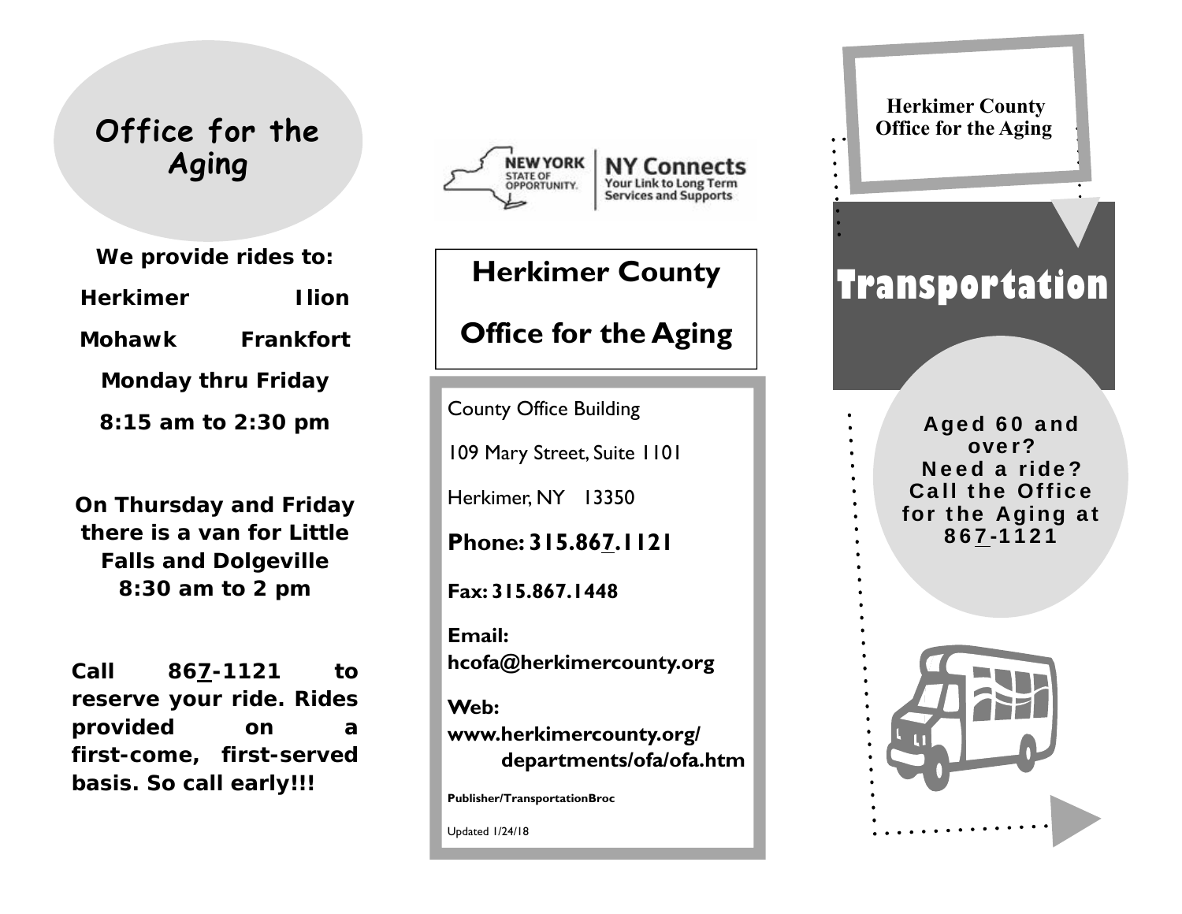# Office for the Aging

**We provide rides to:**

**Herkimer Ilion**

**Mohawk Frankfort**

**Monday thru Friday**

**8:15 am to 2:30 pm**

**On Thursday and Friday there is a van for Little Falls and Dolgeville 8:30 am to 2 pm**

**Call 867-1121 to reserve your ride. Rides provided on a first-come, first-served basis. So call early!!!**

NEW YORK STATE OF OPPORTUNITY. NY Connects Your Link to Long Term Services and Supports

## Herkimer County

## Office for the Aging

County Office Building

109 Mary Street, Suite 1101

Herkimer, NY 13350

**Phone: 315.867.1121**

**Fax: 315.867.1448**

**Email:**
**hcofa@herkimercounty.org**

**Web:**
**www.herkimercounty.org/departments/ofa/ofa.htm**

**Publisher/TransportationBroc**

Updated 1/24/18

**Herkimer County Office for the Aging**

# Transportation

**Aged 60 and over? Need a ride? Call the Office for the Aging at 867-1121**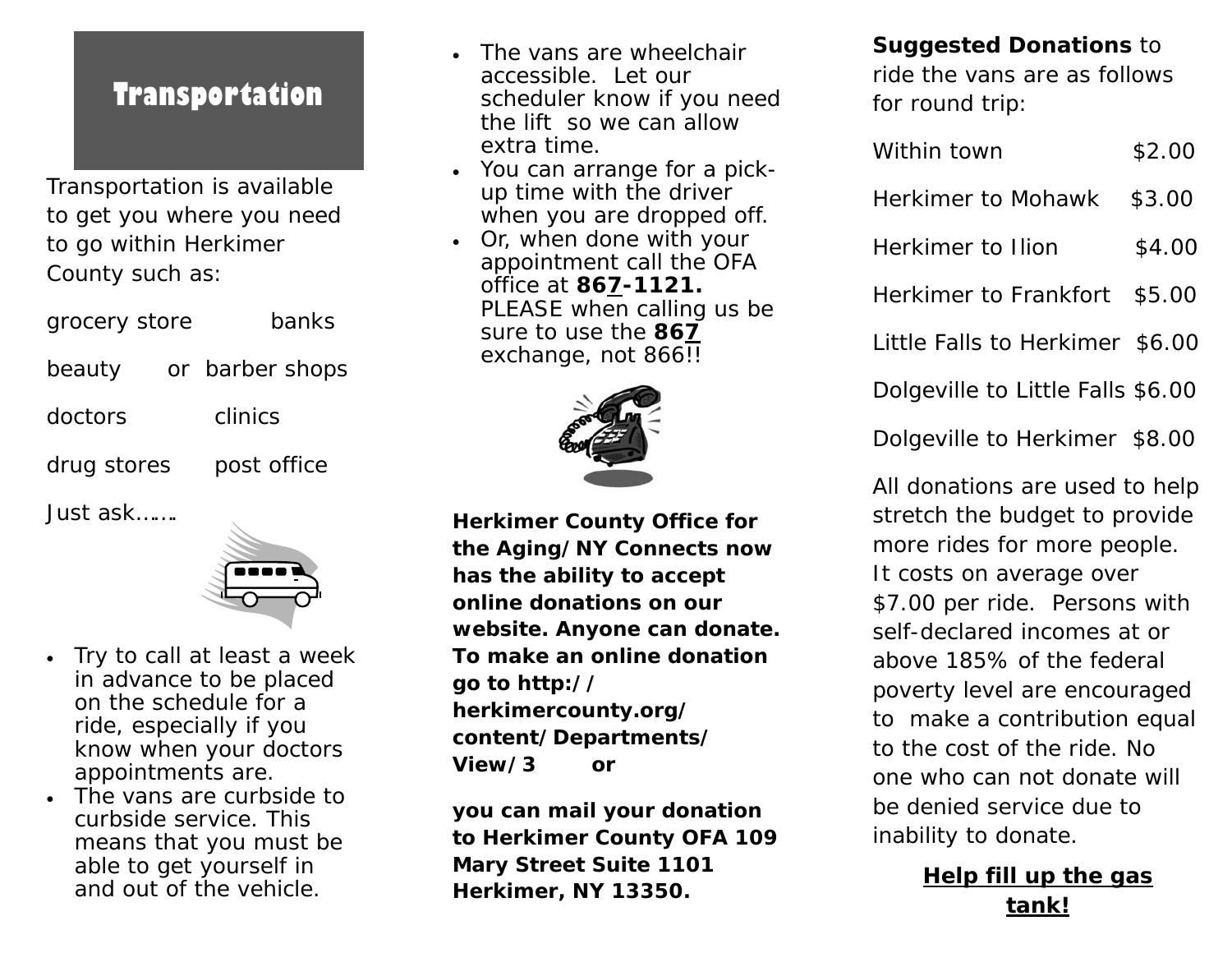# Transportation

Transportation is available to get you where you need to go within Herkimer County such as:

| | |
|---|---|
| grocery store | banks |
| beauty or barber shops | |
| doctors | clinics |
| drug stores | post office |

Just ask…….

- Try to call at least a week in advance to be placed on the schedule for a ride, especially if you know when your doctors appointments are.
- The vans are curbside to curbside service. This means that you must be able to get yourself in and out of the vehicle.
- The vans are wheelchair accessible. Let our scheduler know if you need the lift so we can allow extra time.
- You can arrange for a pick-up time with the driver when you are dropped off.
- Or, when done with your appointment call the OFA office at **867-1121.** PLEASE when calling us be sure to use the **867** exchange, not 866!!

**Herkimer County Office for the Aging/NY Connects now has the ability to accept online donations on our website. Anyone can donate. To make an online donation go to http://herkimercounty.org/content/Departments/View/3 or**

**you can mail your donation to Herkimer County OFA 109 Mary Street Suite 1101 Herkimer, NY 13350.**

**Suggested Donations** to ride the vans are as follows for round trip:

| | |
|---|---|
| Within town | $2.00 |
| Herkimer to Mohawk | $3.00 |
| Herkimer to Ilion | $4.00 |
| Herkimer to Frankfort | $5.00 |
| Little Falls to Herkimer | $6.00 |
| Dolgeville to Little Falls | $6.00 |
| Dolgeville to Herkimer | $8.00 |

All donations are used to help stretch the budget to provide more rides for more people. It costs on average over $7.00 per ride. Persons with self-declared incomes at or above 185% of the federal poverty level are encouraged to make a contribution equal to the cost of the ride. No one who can not donate will be denied service due to inability to donate.

**Help fill up the gas tank!**